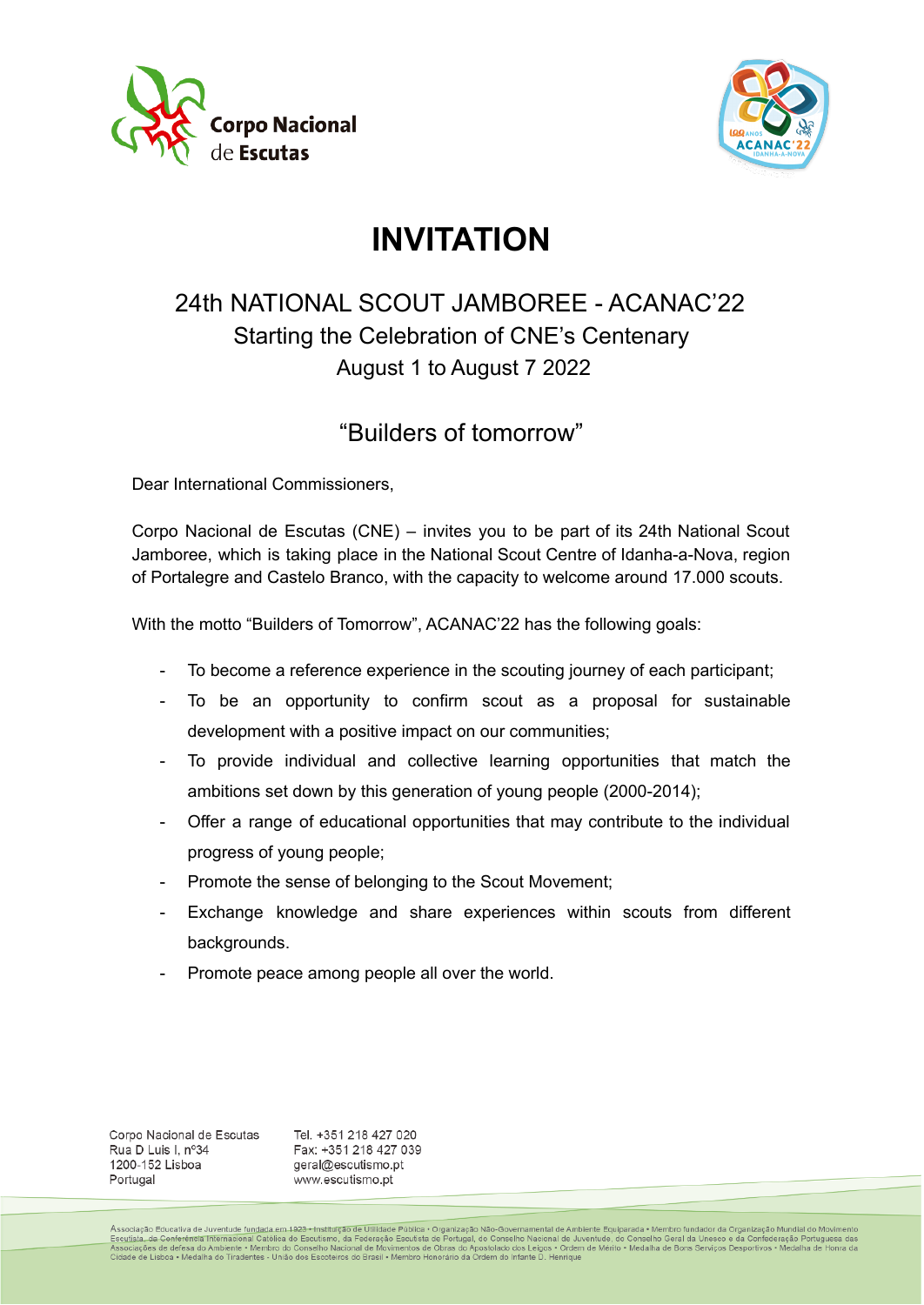# INVITATION

## 24th NATIONAL SCOUT JAMBOREE - ACANAC'22

Starting the Celebration of CNE's Centenary

August 1 to August 7 2022

### "Builders of tomorrow"

Dear International Commissioners,

Corpo Nacional de Escutas (CNE) – invites you to be part of its 24th National Scout Jamboree, which is taking place in the National Scout Centre of Idanha-a-Nova, region of Portalegre and Castelo Branco, with the capacity to welcome around 17.000 scouts.

With the motto "Builders of Tomorrow", ACANAC'22 has the following goals:

- To become a reference experience in the scouting journey of each participant;
- To be an opportunity to confirm scout as a proposal for sustainable development with a positive impact on our communities;
- To provide individual and collective learning opportunities that match the ambitions set down by this generation of young people (2000-2014);
- Offer a range of educational opportunities that may contribute to the individual progress of young people;
- Promote the sense of belonging to the Scout Movement;
- Exchange knowledge and share experiences within scouts from different backgrounds.
- Promote peace among people all over the world.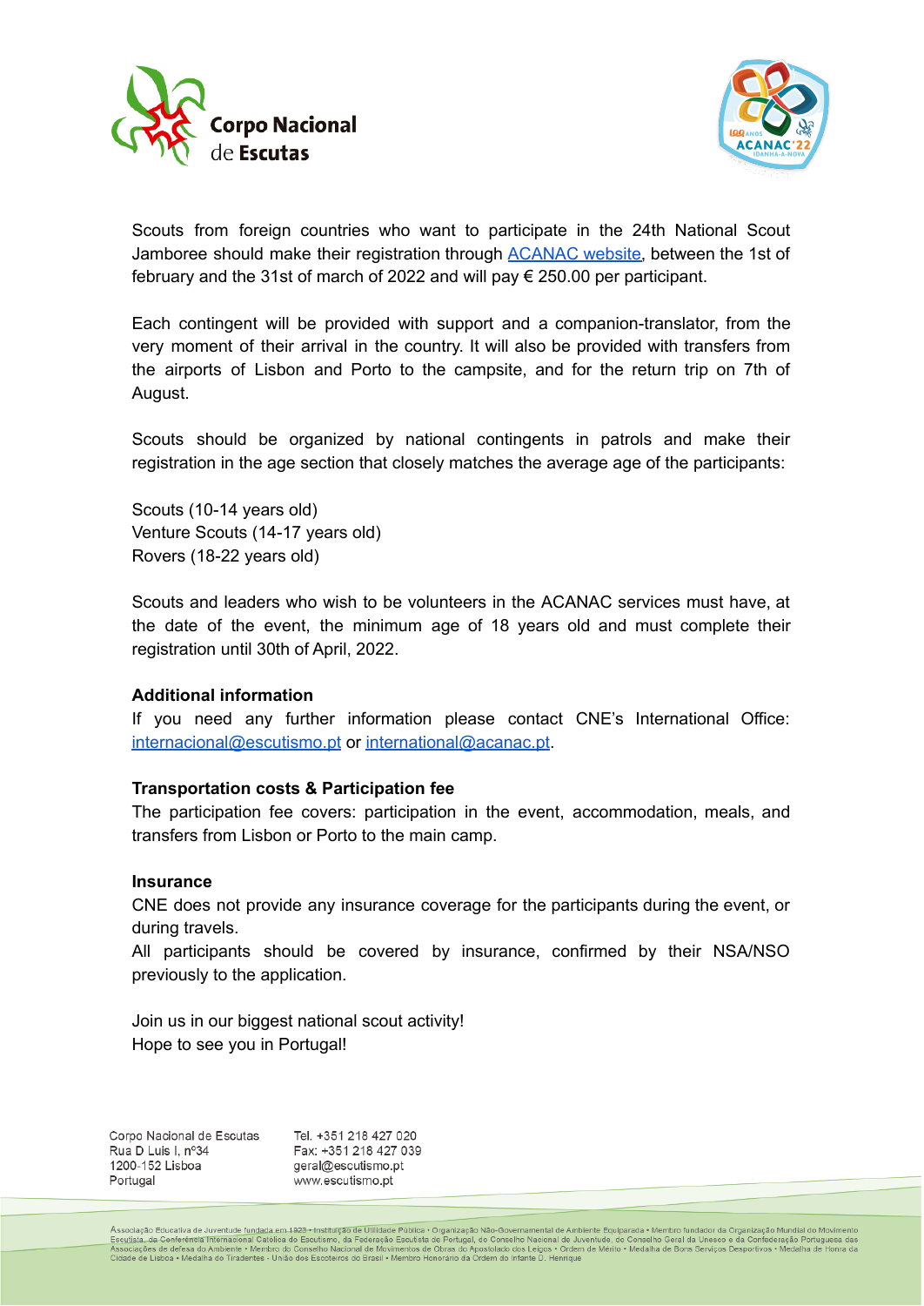Scouts from foreign countries who want to participate in the 24th National Scout Jamboree should make their registration through [ACANAC website](#), between the 1st of february and the 31st of march of 2022 and will pay € 250.00 per participant.

Each contingent will be provided with support and a companion-translator, from the very moment of their arrival in the country. It will also be provided with transfers from the airports of Lisbon and Porto to the campsite, and for the return trip on 7th of August.

Scouts should be organized by national contingents in patrols and make their registration in the age section that closely matches the average age of the participants:

Scouts (10-14 years old)
Venture Scouts (14-17 years old)
Rovers (18-22 years old)

Scouts and leaders who wish to be volunteers in the ACANAC services must have, at the date of the event, the minimum age of 18 years old and must complete their registration until 30th of April, 2022.

**Additional information**

If you need any further information please contact CNE's International Office: internacional@escutismo.pt or international@acanac.pt.

**Transportation costs & Participation fee**

The participation fee covers: participation in the event, accommodation, meals, and transfers from Lisbon or Porto to the main camp.

**Insurance**

CNE does not provide any insurance coverage for the participants during the event, or during travels.

All participants should be covered by insurance, confirmed by their NSA/NSO previously to the application.

Join us in our biggest national scout activity!
Hope to see you in Portugal!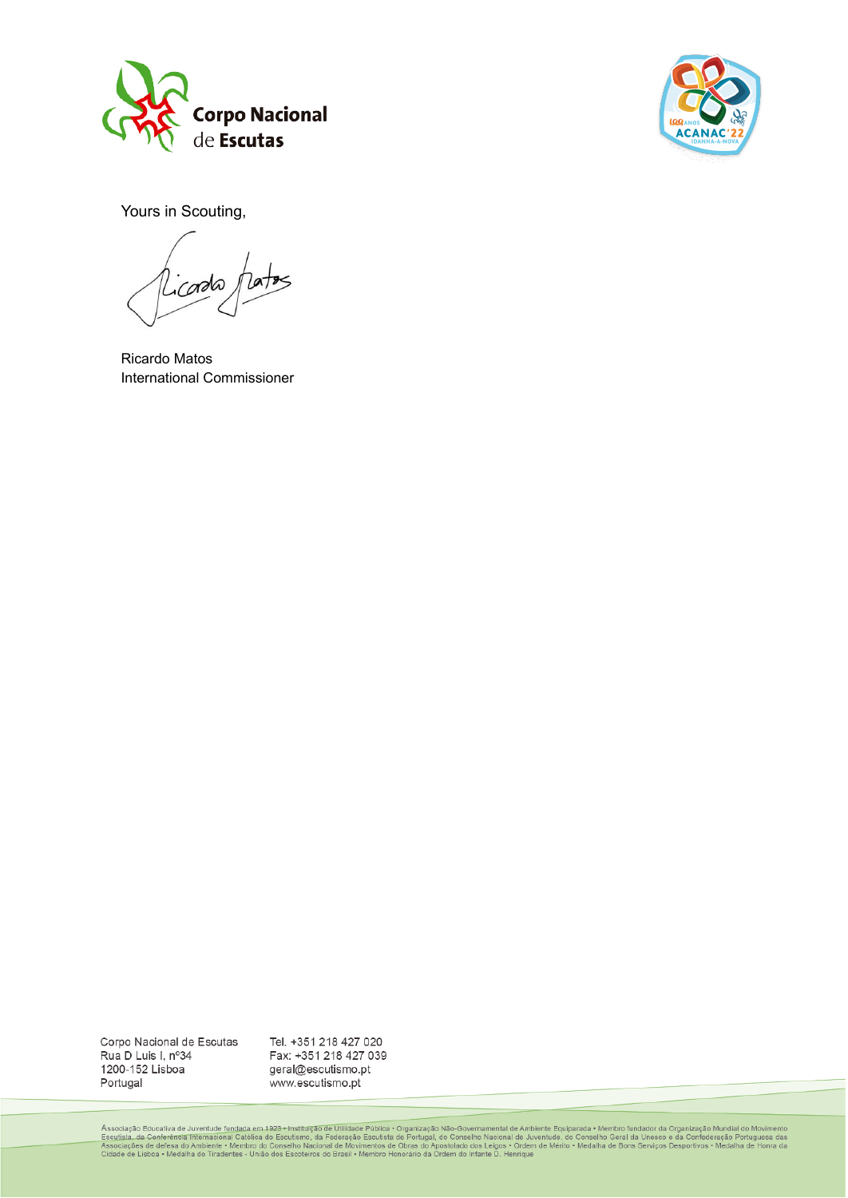Yours in Scouting,

Ricardo Matos
International Commissioner

Corpo Nacional de Escutas
Rua D Luís I, nº34
1200-152 Lisboa
Portugal

Tel. +351 218 427 020
Fax: +351 218 427 039
geral@escutismo.pt
www.escutismo.pt

Associação Educativa de Juventude fundada em 1923 • Instituição de Utilidade Pública • Organização Não-Governamental de Ambiente Equiparada • Membro fundador da Organização Mundial do Movimento Escutista, da Conferência Internacional Católica do Escutismo, da Federação Escutista de Portugal, do Conselho Nacional de Juventude, do Conselho Geral da Unesco e da Confederação Portuguesa das Associações de defesa do Ambiente • Membro do Conselho Nacional de Movimentos de Obras do Apostolado dos Leigos • Ordem de Mérito • Medalha de Bons Serviços Desportivos • Medalha de Honra da Cidade de Lisboa • Medalha do Tiradentes - União dos Escoteiros do Brasil • Membro Honorário da Ordem do Infante D. Henrique